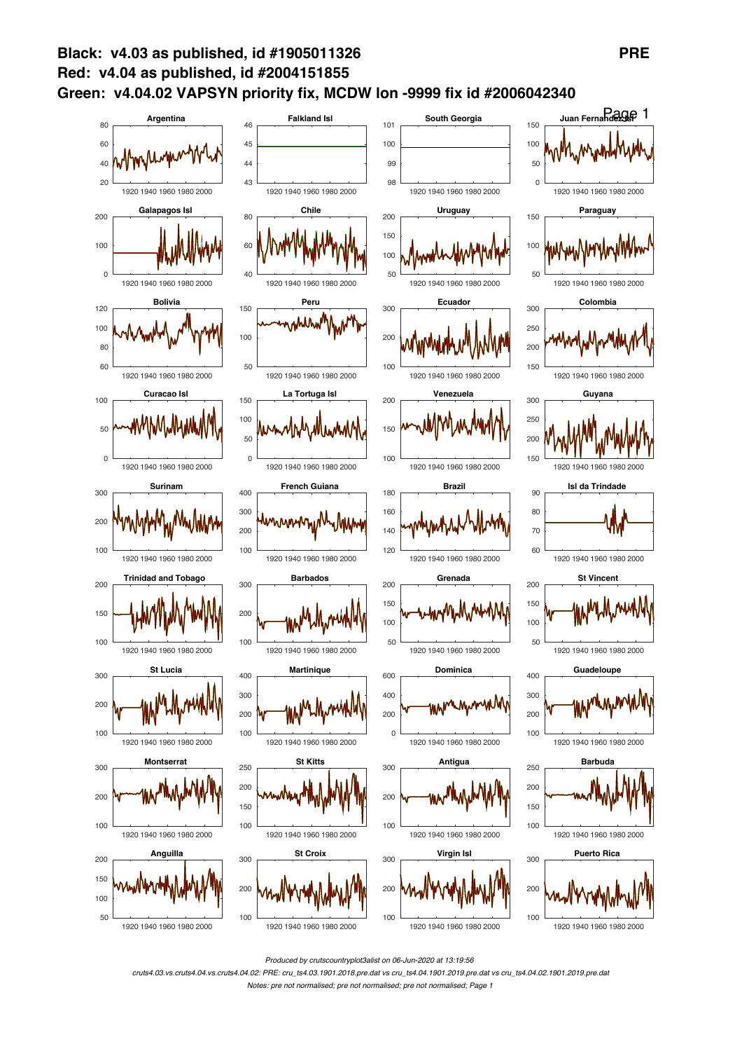**Black: v4.03 as published, id #1905011326** **PRE**
**Red: v4.04 as published, id #2004151855**
**Green: v4.04.02 VAPSYN priority fix, MCDW lon -9999 fix id #2006042340**

Argentina
80
60
40
20
1920 1940 1960 1980 2000

Falkland Isl
46
45
44
43
1920 1940 1960 1980 2000

South Georgia
101
100
99
98
1920 1940 1960 1980 2000

Juan Fernandez Isl
150
100
50
0
1920 1940 1960 1980 2000

Galapagos Isl
200
100
0
1920 1940 1960 1980 2000

Chile
80
60
40
1920 1940 1960 1980 2000

Uruguay
200
150
100
50
1920 1940 1960 1980 2000

Paraguay
150
100
50
1920 1940 1960 1980 2000

Bolivia
120
100
80
60
1920 1940 1960 1980 2000

Peru
150
100
50
1920 1940 1960 1980 2000

Ecuador
300
200
100
1920 1940 1960 1980 2000

Colombia
300
250
200
150
1920 1940 1960 1980 2000

Curacao Isl
100
50
0
1920 1940 1960 1980 2000

La Tortuga Isl
150
100
50
0
1920 1940 1960 1980 2000

Venezuela
200
150
100
1920 1940 1960 1980 2000

Guyana
300
250
200
150
1920 1940 1960 1980 2000

Surinam
300
200
100
1920 1940 1960 1980 2000

French Guiana
400
300
200
100
1920 1940 1960 1980 2000

Brazil
180
160
140
120
1920 1940 1960 1980 2000

Isl da Trindade
90
80
70
60
1920 1940 1960 1980 2000

Trinidad and Tobago
200
150
100
1920 1940 1960 1980 2000

Barbados
300
200
100
1920 1940 1960 1980 2000

Grenada
200
150
100
50
1920 1940 1960 1980 2000

St Vincent
200
150
100
50
1920 1940 1960 1980 2000

St Lucia
300
200
100
1920 1940 1960 1980 2000

Martinique
400
300
200
100
1920 1940 1960 1980 2000

Dominica
600
400
200
0
1920 1940 1960 1980 2000

Guadeloupe
400
300
200
100
1920 1940 1960 1980 2000

Montserrat
300
200
100
1920 1940 1960 1980 2000

St Kitts
250
200
150
100
1920 1940 1960 1980 2000

Antigua
300
200
100
1920 1940 1960 1980 2000

Barbuda
250
200
150
100
1920 1940 1960 1980 2000

Anguilla
200
150
100
50
1920 1940 1960 1980 2000

St Croix
300
200
100
1920 1940 1960 1980 2000

Virgin Isl
300
200
100
1920 1940 1960 1980 2000

Puerto Rica
300
200
100
1920 1940 1960 1980 2000

*Produced by crutscountryplot3alist on 06-Jun-2020 at 13:19:56*

*cruts4.03.vs.cruts4.04.vs.cruts4.04.02: PRE: cru_ts4.03.1901.2018.pre.dat vs cru_ts4.04.1901.2019.pre.dat vs cru_ts4.04.02.1901.2019.pre.dat*

*Notes: pre not normalised; pre not normalised; pre not normalised; Page 1*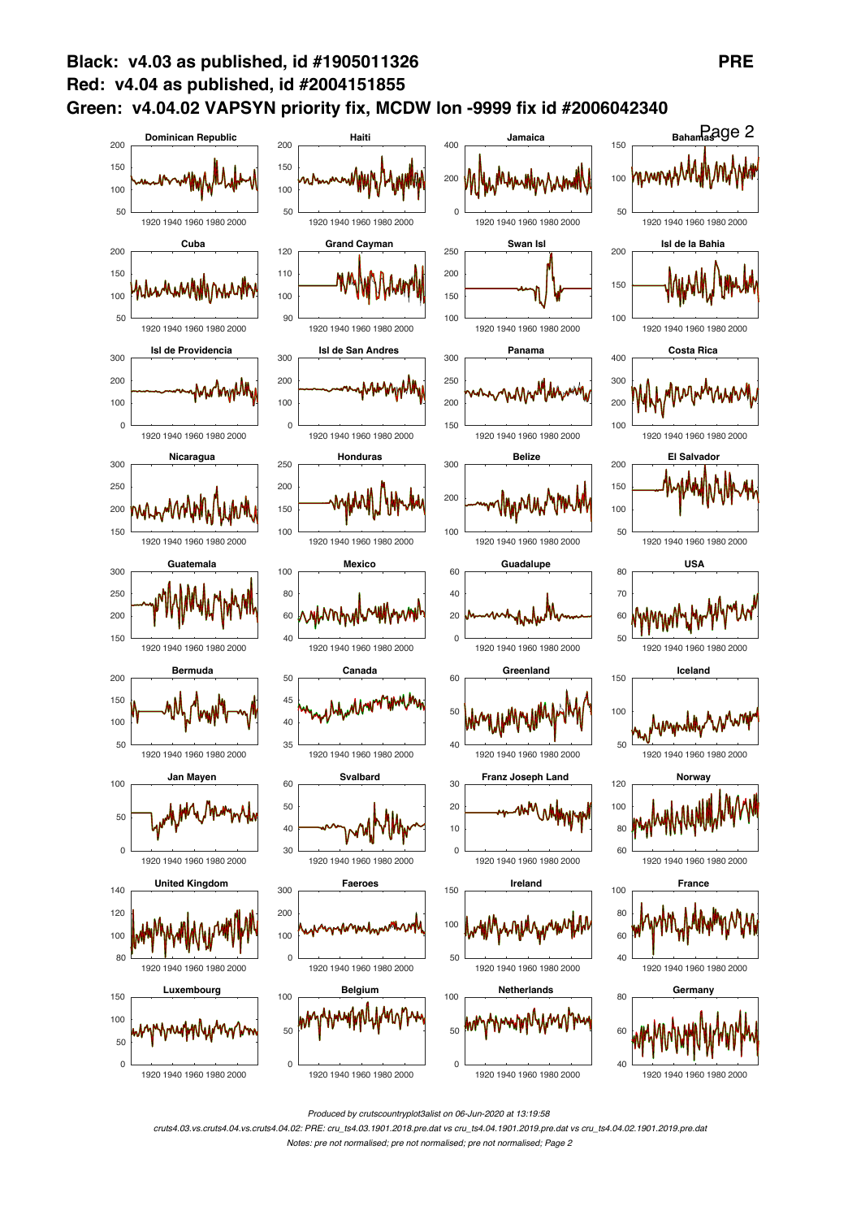**Black: v4.03 as published, id #1905011326** **PRE**

**Red: v4.04 as published, id #2004151855**

**Green: v4.04.02 VAPSYN priority fix, MCDW lon -9999 fix id #2006042340**

Dominican Republic
200 150 100 50
1920 1940 1960 1980 2000

Haiti
200 150 100 50
1920 1940 1960 1980 2000

Jamaica
400 200 0
1920 1940 1960 1980 2000

Bahamas
150 100 50
1920 1940 1960 1980 2000

Cuba
200 150 100 50
1920 1940 1960 1980 2000

Grand Cayman
120 110 100 90
1920 1940 1960 1980 2000

Swan Isl
250 200 150 100
1920 1940 1960 1980 2000

Isl de la Bahia
200 150 100
1920 1940 1960 1980 2000

Isl de Providencia
300 200 100 0
1920 1940 1960 1980 2000

Isl de San Andres
300 200 100 0
1920 1940 1960 1980 2000

Panama
300 250 200 150
1920 1940 1960 1980 2000

Costa Rica
400 300 200 100
1920 1940 1960 1980 2000

Nicaragua
300 250 200 150
1920 1940 1960 1980 2000

Honduras
250 200 150 100
1920 1940 1960 1980 2000

Belize
300 200 100
1920 1940 1960 1980 2000

El Salvador
200 150 100 50
1920 1940 1960 1980 2000

Guatemala
300 250 200 150
1920 1940 1960 1980 2000

Mexico
100 80 60 40
1920 1940 1960 1980 2000

Guadalupe
60 40 20 0
1920 1940 1960 1980 2000

USA
80 70 60 50
1920 1940 1960 1980 2000

Bermuda
200 150 100 50
1920 1940 1960 1980 2000

Canada
50 45 40 35
1920 1940 1960 1980 2000

Greenland
60 50 40
1920 1940 1960 1980 2000

Iceland
150 100 50
1920 1940 1960 1980 2000

Jan Mayen
100 50 0
1920 1940 1960 1980 2000

Svalbard
60 50 40 30
1920 1940 1960 1980 2000

Franz Joseph Land
30 20 10 0
1920 1940 1960 1980 2000

Norway
120 100 80 60
1920 1940 1960 1980 2000

United Kingdom
140 120 100 80
1920 1940 1960 1980 2000

Faeroes
300 200 100 0
1920 1940 1960 1980 2000

Ireland
150 100 50
1920 1940 1960 1980 2000

France
100 80 60 40
1920 1940 1960 1980 2000

Luxembourg
150 100 50 0
1920 1940 1960 1980 2000

Belgium
100 50 0
1920 1940 1960 1980 2000

Netherlands
100 50 0
1920 1940 1960 1980 2000

Germany
80 60 40
1920 1940 1960 1980 2000

*Produced by crutscountryplot3alist on 06-Jun-2020 at 13:19:58*

*cruts4.03.vs.cruts4.04.vs.cruts4.04.02: PRE: cru_ts4.03.1901.2018.pre.dat vs cru_ts4.04.1901.2019.pre.dat vs cru_ts4.04.02.1901.2019.pre.dat*

*Notes: pre not normalised; pre not normalised; pre not normalised; Page 2*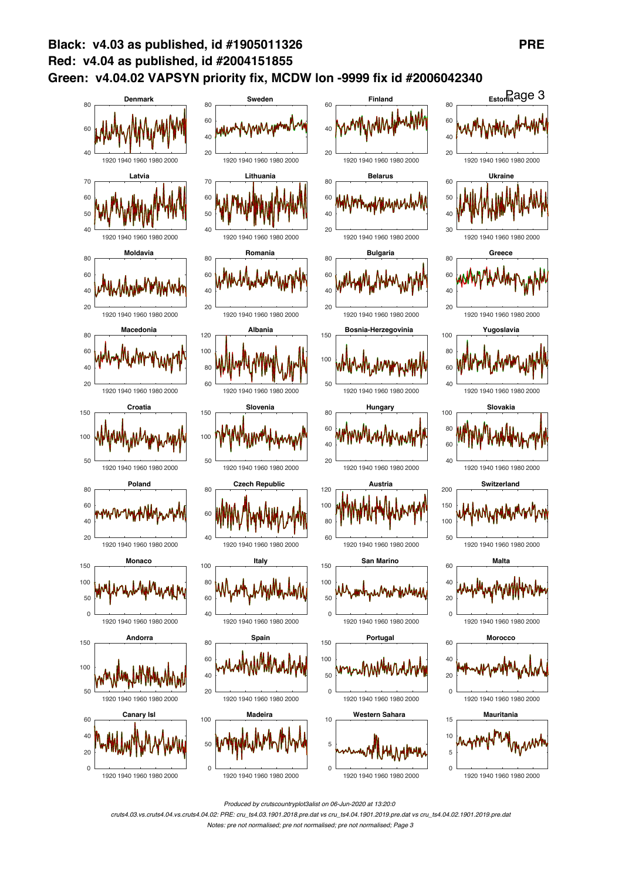**Black: v4.03 as published, id #1905011326**

**PRE**

**Red: v4.04 as published, id #2004151855**

**Green: v4.04.02 VAPSYN priority fix, MCDW lon -9999 fix id #2006042340**

Page 3

Denmark
80
60
40
1920 1940 1960 1980 2000

Sweden
80
60
40
20
1920 1940 1960 1980 2000

Finland
60
40
20
1920 1940 1960 1980 2000

Estonia
80
60
40
20
1920 1940 1960 1980 2000

Latvia
70
60
50
40
1920 1940 1960 1980 2000

Lithuania
70
60
50
40
1920 1940 1960 1980 2000

Belarus
80
60
40
20
1920 1940 1960 1980 2000

Ukraine
60
50
40
30
1920 1940 1960 1980 2000

Moldavia
80
60
40
20
1920 1940 1960 1980 2000

Romania
80
60
40
20
1920 1940 1960 1980 2000

Bulgaria
80
60
40
20
1920 1940 1960 1980 2000

Greece
80
60
40
20
1920 1940 1960 1980 2000

Macedonia
80
60
40
20
1920 1940 1960 1980 2000

Albania
120
100
80
60
1920 1940 1960 1980 2000

Bosnia-Herzegovinia
150
100
50
1920 1940 1960 1980 2000

Yugoslavia
100
80
60
40
1920 1940 1960 1980 2000

Croatia
150
100
50
1920 1940 1960 1980 2000

Slovenia
150
100
50
1920 1940 1960 1980 2000

Hungary
80
60
40
20
1920 1940 1960 1980 2000

Slovakia
100
80
60
40
1920 1940 1960 1980 2000

Poland
80
60
40
20
1920 1940 1960 1980 2000

Czech Republic
80
60
40
1920 1940 1960 1980 2000

Austria
120
100
80
60
1920 1940 1960 1980 2000

Switzerland
200
150
100
50
1920 1940 1960 1980 2000

Monaco
150
100
50
0
1920 1940 1960 1980 2000

Italy
100
80
60
40
1920 1940 1960 1980 2000

San Marino
150
100
50
0
1920 1940 1960 1980 2000

Malta
60
40
20
0
1920 1940 1960 1980 2000

Andorra
150
100
50
1920 1940 1960 1980 2000

Spain
80
60
40
20
1920 1940 1960 1980 2000

Portugal
150
100
50
0
1920 1940 1960 1980 2000

Morocco
60
40
20
0
1920 1940 1960 1980 2000

Canary Isl
60
40
20
0
1920 1940 1960 1980 2000

Madeira
100
50
0
1920 1940 1960 1980 2000

Western Sahara
10
5
0
1920 1940 1960 1980 2000

Mauritania
15
10
5
0
1920 1940 1960 1980 2000

*Produced by crutscountryplot3alist on 06-Jun-2020 at 13:20:0*

*cruts4.03.vs.cruts4.04.vs.cruts4.04.02: PRE: cru_ts4.03.1901.2018.pre.dat vs cru_ts4.04.1901.2019.pre.dat vs cru_ts4.04.02.1901.2019.pre.dat*

*Notes: pre not normalised; pre not normalised; pre not normalised; Page 3*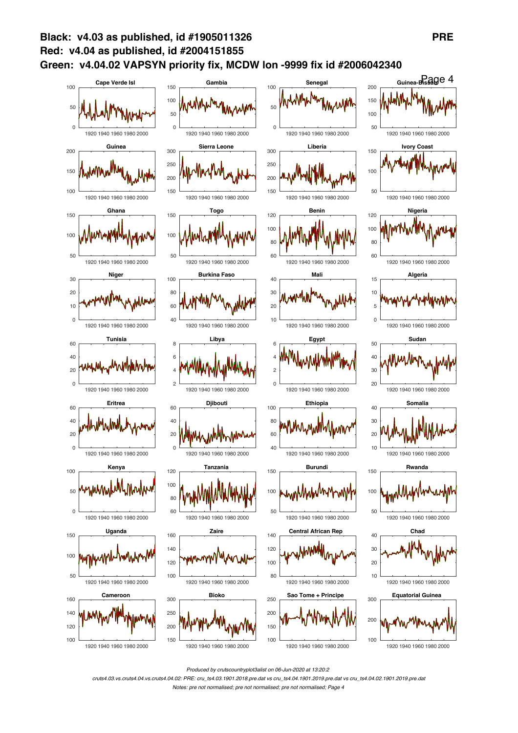**Black: v4.03 as published, id #1905011326** **PRE**

**Red: v4.04 as published, id #2004151855**

**Green: v4.04.02 VAPSYN priority fix, MCDW lon -9999 fix id #2006042340**

Cape Verde Isl — Gambia — Senegal — Guinea-Bissau

Guinea — Sierra Leone — Liberia — Ivory Coast

Ghana — Togo — Benin — Nigeria

Niger — Burkina Faso — Mali — Algeria

Tunisia — Libya — Egypt — Sudan

Eritrea — Djibouti — Ethiopia — Somalia

Kenya — Tanzania — Burundi — Rwanda

Uganda — Zaire — Central African Rep — Chad

Cameroon — Bioko — Sao Tome + Principe — Equatorial Guinea

*Produced by crutscountryplot3alist on 06-Jun-2020 at 13:20:2*

*cruts4.03.vs.cruts4.04.vs.cruts4.04.02: PRE: cru_ts4.03.1901.2018.pre.dat vs cru_ts4.04.1901.2019.pre.dat vs cru_ts4.04.02.1901.2019.pre.dat*

*Notes: pre not normalised; pre not normalised; pre not normalised; Page 4*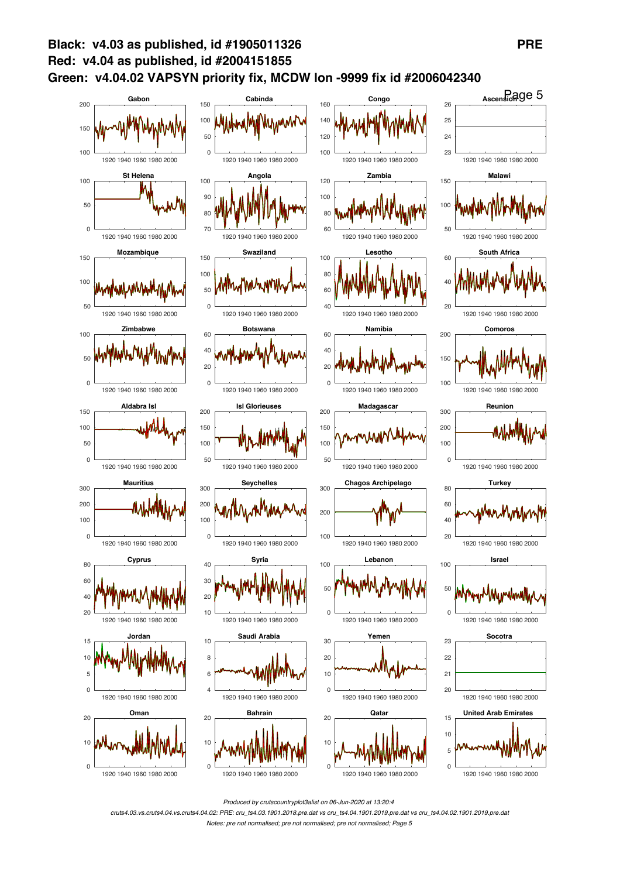**Black: v4.03 as published, id #1905011326** **PRE**

**Red: v4.04 as published, id #2004151855**

**Green: v4.04.02 VAPSYN priority fix, MCDW lon -9999 fix id #2006042340**

Gabon
200
150
100
1920 1940 1960 1980 2000

Cabinda
150
100
50
0
1920 1940 1960 1980 2000

Congo
160
140
120
100
1920 1940 1960 1980 2000

Ascension
26
25
24
23
1920 1940 1960 1980 2000

St Helena
100
50
0
1920 1940 1960 1980 2000

Angola
100
90
80
70
1920 1940 1960 1980 2000

Zambia
120
100
80
60
1920 1940 1960 1980 2000

Malawi
150
100
50
1920 1940 1960 1980 2000

Mozambique
150
100
50
1920 1940 1960 1980 2000

Swaziland
150
100
50
0
1920 1940 1960 1980 2000

Lesotho
100
80
60
40
1920 1940 1960 1980 2000

South Africa
60
40
20
1920 1940 1960 1980 2000

Zimbabwe
100
50
0
1920 1940 1960 1980 2000

Botswana
60
40
20
0
1920 1940 1960 1980 2000

Namibia
60
40
20
0
1920 1940 1960 1980 2000

Comoros
200
150
100
1920 1940 1960 1980 2000

Aldabra Isl
150
100
50
0
1920 1940 1960 1980 2000

Isl Glorieuses
200
150
100
50
1920 1940 1960 1980 2000

Madagascar
200
150
100
50
1920 1940 1960 1980 2000

Reunion
300
200
100
0
1920 1940 1960 1980 2000

Mauritius
300
200
100
0
1920 1940 1960 1980 2000

Seychelles
300
200
100
0
1920 1940 1960 1980 2000

Chagos Archipelago
300
200
100
1920 1940 1960 1980 2000

Turkey
80
60
40
20
1920 1940 1960 1980 2000

Cyprus
80
60
40
20
1920 1940 1960 1980 2000

Syria
40
30
20
10
1920 1940 1960 1980 2000

Lebanon
100
50
0
1920 1940 1960 1980 2000

Israel
100
50
0
1920 1940 1960 1980 2000

Jordan
15
10
5
0
1920 1940 1960 1980 2000

Saudi Arabia
10
8
6
4
1920 1940 1960 1980 2000

Yemen
30
20
10
0
1920 1940 1960 1980 2000

Socotra
23
22
21
20
1920 1940 1960 1980 2000

Oman
20
10
0
1920 1940 1960 1980 2000

Bahrain
20
10
0
1920 1940 1960 1980 2000

Qatar
20
10
0
1920 1940 1960 1980 2000

United Arab Emirates
15
10
5
0
1920 1940 1960 1980 2000

*Produced by crutscountryplot3alist on 06-Jun-2020 at 13:20:4*

*cruts4.03.vs.cruts4.04.vs.cruts4.04.02: PRE: cru_ts4.03.1901.2018.pre.dat vs cru_ts4.04.1901.2019.pre.dat vs cru_ts4.04.02.1901.2019.pre.dat*

*Notes: pre not normalised; pre not normalised; pre not normalised; Page 5*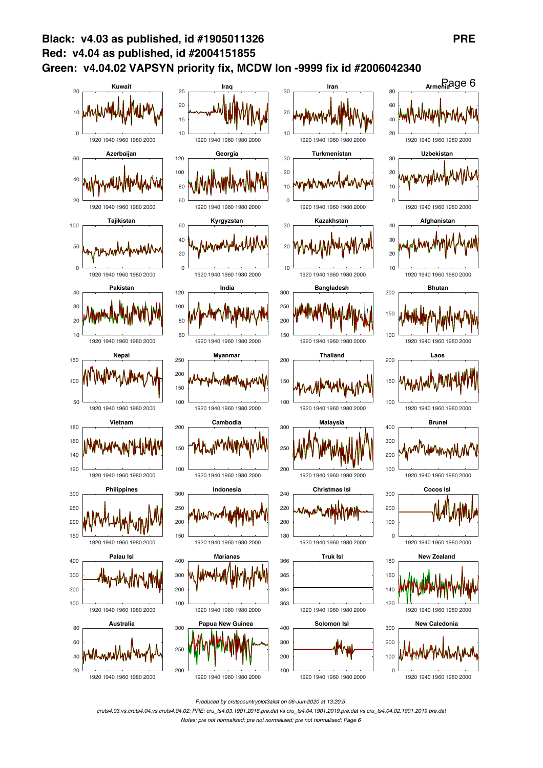**Black: v4.03 as published, id #1905011326**
**Red: v4.04 as published, id #2004151855**
**Green: v4.04.02 VAPSYN priority fix, MCDW lon -9999 fix id #2006042340**

**PRE**

Kuwait
20
10
0
1920 1940 1960 1980 2000

Iraq
25
20
15
10
1920 1940 1960 1980 2000

Iran
30
20
10
1920 1940 1960 1980 2000

Armenia
80
60
40
20
1920 1940 1960 1980 2000

Azerbaijan
60
40
20
1920 1940 1960 1980 2000

Georgia
120
100
80
60
1920 1940 1960 1980 2000

Turkmenistan
30
20
10
0
1920 1940 1960 1980 2000

Uzbekistan
30
20
10
0
1920 1940 1960 1980 2000

Tajikistan
100
50
0
1920 1940 1960 1980 2000

Kyrgyzstan
60
40
20
0
1920 1940 1960 1980 2000

Kazakhstan
30
20
10
1920 1940 1960 1980 2000

Afghanistan
40
30
20
10
1920 1940 1960 1980 2000

Pakistan
40
30
20
10
1920 1940 1960 1980 2000

India
120
100
80
60
1920 1940 1960 1980 2000

Bangladesh
300
250
200
150
1920 1940 1960 1980 2000

Bhutan
200
150
100
1920 1940 1960 1980 2000

Nepal
150
100
50
1920 1940 1960 1980 2000

Myanmar
250
200
150
100
1920 1940 1960 1980 2000

Thailand
200
150
100
1920 1940 1960 1980 2000

Laos
200
150
100
1920 1940 1960 1980 2000

Vietnam
180
160
140
120
1920 1940 1960 1980 2000

Cambodia
200
150
100
1920 1940 1960 1980 2000

Malaysia
300
250
200
1920 1940 1960 1980 2000

Brunei
400
300
200
100
1920 1940 1960 1980 2000

Philippines
300
250
200
150
1920 1940 1960 1980 2000

Indonesia
300
250
200
150
1920 1940 1960 1980 2000

Christmas Isl
240
220
200
180
1920 1940 1960 1980 2000

Cocos Isl
300
200
100
0
1920 1940 1960 1980 2000

Palau Isl
400
300
200
100
1920 1940 1960 1980 2000

Marianas
400
300
200
100
1920 1940 1960 1980 2000

Truk Isl
366
365
364
363
1920 1940 1960 1980 2000

New Zealand
180
160
140
120
1920 1940 1960 1980 2000

Australia
80
60
40
20
1920 1940 1960 1980 2000

Papua New Guinea
300
250
200
1920 1940 1960 1980 2000

Solomon Isl
400
300
200
100
1920 1940 1960 1980 2000

New Caledonia
300
200
100
0
1920 1940 1960 1980 2000

*Produced by crutscountryplot3alist on 06-Jun-2020 at 13:20:5*

*cruts4.03.vs.cruts4.04.vs.cruts4.04.02: PRE: cru_ts4.03.1901.2018.pre.dat vs cru_ts4.04.1901.2019.pre.dat vs cru_ts4.04.02.1901.2019.pre.dat*

*Notes: pre not normalised; pre not normalised; pre not normalised; Page 6*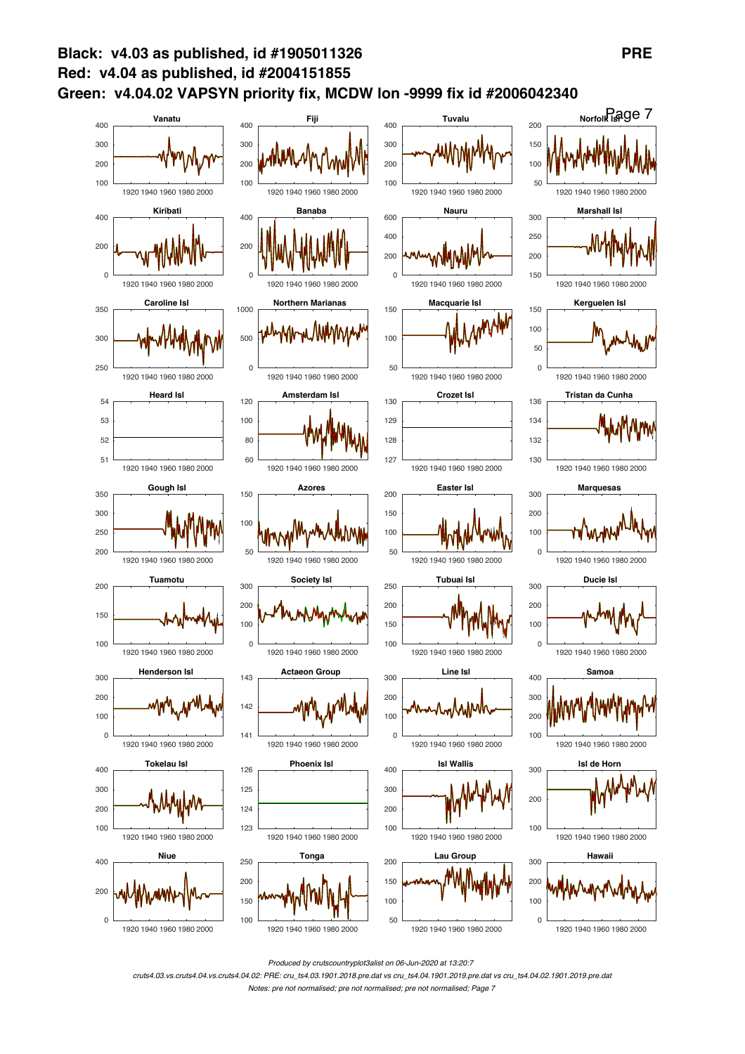**Black: v4.03 as published, id #1905011326** **PRE**

**Red: v4.04 as published, id #2004151855**

**Green: v4.04.02 VAPSYN priority fix, MCDW lon -9999 fix id #2006042340**

Vanatu
400
300
200
100
1920 1940 1960 1980 2000

Fiji
400
300
200
100
1920 1940 1960 1980 2000

Tuvalu
400
300
200
100
1920 1940 1960 1980 2000

Norfolk Isl
200
150
100
50
1920 1940 1960 1980 2000

Kiribati
400
200
0
1920 1940 1960 1980 2000

Banaba
400
200
0
1920 1940 1960 1980 2000

Nauru
600
400
200
0
1920 1940 1960 1980 2000

Marshall Isl
300
250
200
150
1920 1940 1960 1980 2000

Caroline Isl
350
300
250
1920 1940 1960 1980 2000

Northern Marianas
1000
500
0
1920 1940 1960 1980 2000

Macquarie Isl
150
100
50
1920 1940 1960 1980 2000

Kerguelen Isl
150
100
50
0
1920 1940 1960 1980 2000

Heard Isl
54
53
52
51
1920 1940 1960 1980 2000

Amsterdam Isl
120
100
80
60
1920 1940 1960 1980 2000

Crozet Isl
130
129
128
127
1920 1940 1960 1980 2000

Tristan da Cunha
136
134
132
130
1920 1940 1960 1980 2000

Gough Isl
350
300
250
200
1920 1940 1960 1980 2000

Azores
150
100
50
1920 1940 1960 1980 2000

Easter Isl
200
150
100
50
1920 1940 1960 1980 2000

Marquesas
300
200
100
0
1920 1940 1960 1980 2000

Tuamotu
200
150
100
1920 1940 1960 1980 2000

Society Isl
300
200
100
0
1920 1940 1960 1980 2000

Tubuai Isl
250
200
150
100
1920 1940 1960 1980 2000

Ducie Isl
300
200
100
0
1920 1940 1960 1980 2000

Henderson Isl
300
200
100
0
1920 1940 1960 1980 2000

Actaeon Group
143
142
141
1920 1940 1960 1980 2000

Line Isl
300
200
100
0
1920 1940 1960 1980 2000

Samoa
400
300
200
100
1920 1940 1960 1980 2000

Tokelau Isl
400
300
200
100
1920 1940 1960 1980 2000

Phoenix Isl
126
125
124
123
1920 1940 1960 1980 2000

Isl Wallis
400
300
200
100
1920 1940 1960 1980 2000

Isl de Horn
300
200
100
1920 1940 1960 1980 2000

Niue
400
200
0
1920 1940 1960 1980 2000

Tonga
250
200
150
100
1920 1940 1960 1980 2000

Lau Group
200
150
100
50
1920 1940 1960 1980 2000

Hawaii
300
200
100
0
1920 1940 1960 1980 2000

*Produced by crutscountryplot3alist on 06-Jun-2020 at 13:20:7*

*cruts4.03.vs.cruts4.04.vs.cruts4.04.02: PRE: cru_ts4.03.1901.2018.pre.dat vs cru_ts4.04.1901.2019.pre.dat vs cru_ts4.04.02.1901.2019.pre.dat*

*Notes: pre not normalised; pre not normalised; pre not normalised; Page 7*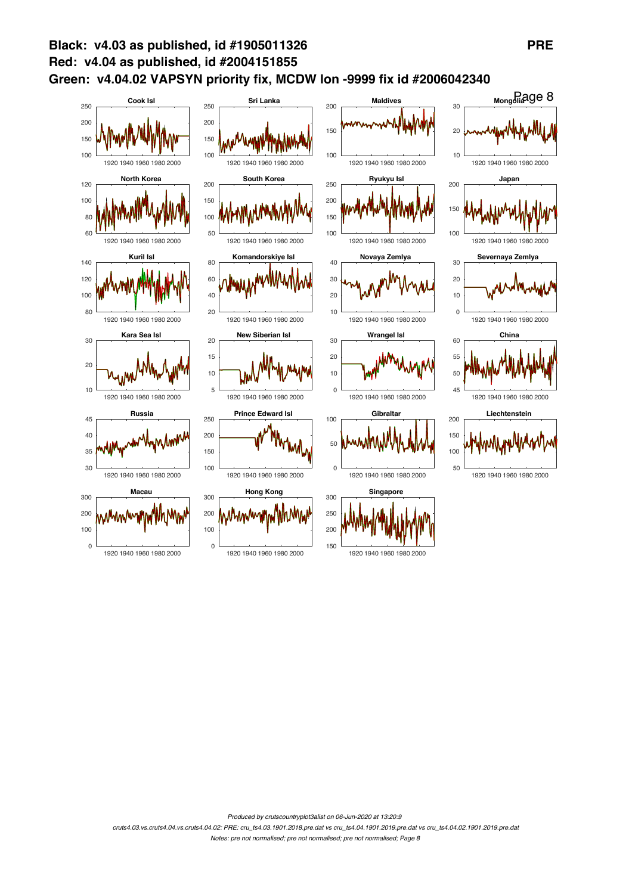**Black: v4.03 as published, id #1905011326** **PRE**

**Red: v4.04 as published, id #2004151855**

**Green: v4.04.02 VAPSYN priority fix, MCDW lon -9999 fix id #2006042340**

Cook Isl
250
200
150
100
1920 1940 1960 1980 2000

Sri Lanka
250
200
150
100
1920 1940 1960 1980 2000

Maldives
200
150
100
1920 1940 1960 1980 2000

Mongolia
30
20
10
1920 1940 1960 1980 2000

North Korea
120
100
80
60
1920 1940 1960 1980 2000

South Korea
200
150
100
50
1920 1940 1960 1980 2000

Ryukyu Isl
250
200
150
100
1920 1940 1960 1980 2000

Japan
200
150
100
1920 1940 1960 1980 2000

Kuril Isl
140
120
100
80
1920 1940 1960 1980 2000

Komandorskiye Isl
80
60
40
20
1920 1940 1960 1980 2000

Novaya Zemlya
40
30
20
10
1920 1940 1960 1980 2000

Severnaya Zemlya
30
20
10
0
1920 1940 1960 1980 2000

Kara Sea Isl
30
20
10
1920 1940 1960 1980 2000

New Siberian Isl
20
15
10
5
1920 1940 1960 1980 2000

Wrangel Isl
30
20
10
0
1920 1940 1960 1980 2000

China
60
55
50
45
1920 1940 1960 1980 2000

Russia
45
40
35
30
1920 1940 1960 1980 2000

Prince Edward Isl
250
200
150
100
1920 1940 1960 1980 2000

Gibraltar
100
50
0
1920 1940 1960 1980 2000

Liechtenstein
200
150
100
50
1920 1940 1960 1980 2000

Macau
300
200
100
0
1920 1940 1960 1980 2000

Hong Kong
300
200
100
0
1920 1940 1960 1980 2000

Singapore
300
250
200
150
1920 1940 1960 1980 2000

*Produced by crutscountryplot3alist on 06-Jun-2020 at 13:20:9*

*cruts4.03.vs.cruts4.04.vs.cruts4.04.02: PRE: cru_ts4.03.1901.2018.pre.dat vs cru_ts4.04.1901.2019.pre.dat vs cru_ts4.04.02.1901.2019.pre.dat*

*Notes: pre not normalised; pre not normalised; pre not normalised; Page 8*